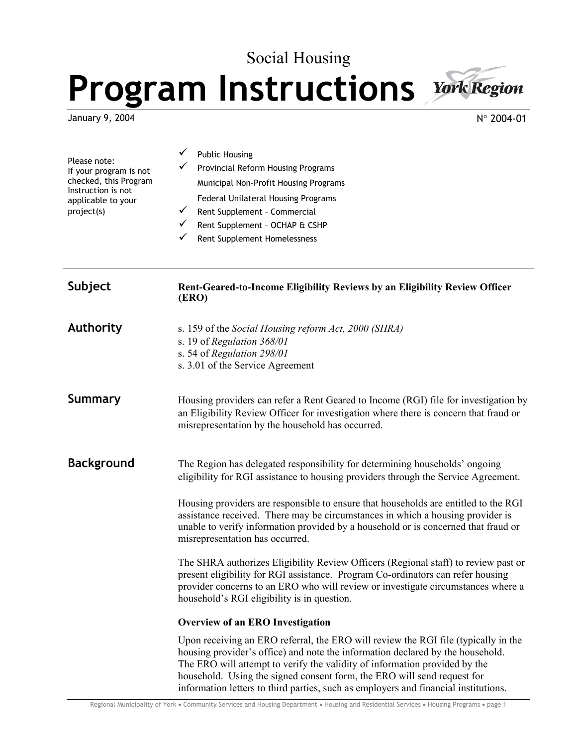Social Housing

# Program Instructions

York Region

January 9, 2004 N° 2004-01

Please note:
If your program is not checked, this Program Instruction is not applicable to your project(s)

- ✓ Public Housing
- ✓ Provincial Reform Housing Programs
- Municipal Non-Profit Housing Programs
- Federal Unilateral Housing Programs
- ✓ Rent Supplement – Commercial
- ✓ Rent Supplement – OCHAP & CSHP
- ✓ Rent Supplement Homelessness

## Subject

**Rent-Geared-to-Income Eligibility Reviews by an Eligibility Review Officer (ERO)**

## Authority

s. 159 of the *Social Housing reform Act, 2000 (SHRA)*
s. 19 of *Regulation 368/01*
s. 54 of *Regulation 298/01*
s. 3.01 of the Service Agreement

## Summary

Housing providers can refer a Rent Geared to Income (RGI) file for investigation by an Eligibility Review Officer for investigation where there is concern that fraud or misrepresentation by the household has occurred.

## Background

The Region has delegated responsibility for determining households' ongoing eligibility for RGI assistance to housing providers through the Service Agreement.

Housing providers are responsible to ensure that households are entitled to the RGI assistance received. There may be circumstances in which a housing provider is unable to verify information provided by a household or is concerned that fraud or misrepresentation has occurred.

The SHRA authorizes Eligibility Review Officers (Regional staff) to review past or present eligibility for RGI assistance. Program Co-ordinators can refer housing provider concerns to an ERO who will review or investigate circumstances where a household's RGI eligibility is in question.

### Overview of an ERO Investigation

Upon receiving an ERO referral, the ERO will review the RGI file (typically in the housing provider's office) and note the information declared by the household. The ERO will attempt to verify the validity of information provided by the household. Using the signed consent form, the ERO will send request for information letters to third parties, such as employers and financial institutions.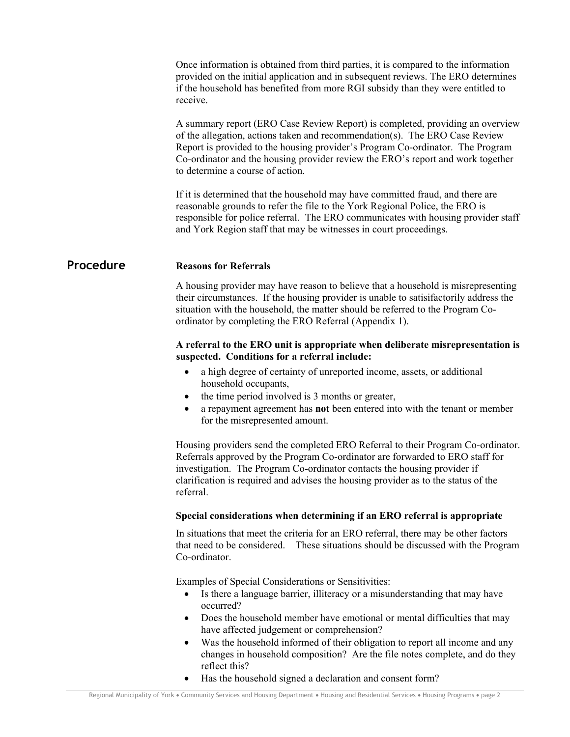Once information is obtained from third parties, it is compared to the information provided on the initial application and in subsequent reviews. The ERO determines if the household has benefited from more RGI subsidy than they were entitled to receive.

A summary report (ERO Case Review Report) is completed, providing an overview of the allegation, actions taken and recommendation(s). The ERO Case Review Report is provided to the housing provider's Program Co-ordinator. The Program Co-ordinator and the housing provider review the ERO's report and work together to determine a course of action.

If it is determined that the household may have committed fraud, and there are reasonable grounds to refer the file to the York Regional Police, the ERO is responsible for police referral. The ERO communicates with housing provider staff and York Region staff that may be witnesses in court proceedings.

## Procedure

### Reasons for Referrals

A housing provider may have reason to believe that a household is misrepresenting their circumstances. If the housing provider is unable to satisifactorily address the situation with the household, the matter should be referred to the Program Co-ordinator by completing the ERO Referral (Appendix 1).

**A referral to the ERO unit is appropriate when deliberate misrepresentation is suspected. Conditions for a referral include:**

- a high degree of certainty of unreported income, assets, or additional household occupants,
- the time period involved is 3 months or greater,
- a repayment agreement has **not** been entered into with the tenant or member for the misrepresented amount.

Housing providers send the completed ERO Referral to their Program Co-ordinator. Referrals approved by the Program Co-ordinator are forwarded to ERO staff for investigation. The Program Co-ordinator contacts the housing provider if clarification is required and advises the housing provider as to the status of the referral.

### Special considerations when determining if an ERO referral is appropriate

In situations that meet the criteria for an ERO referral, there may be other factors that need to be considered. These situations should be discussed with the Program Co-ordinator.

Examples of Special Considerations or Sensitivities:

- Is there a language barrier, illiteracy or a misunderstanding that may have occurred?
- Does the household member have emotional or mental difficulties that may have affected judgement or comprehension?
- Was the household informed of their obligation to report all income and any changes in household composition? Are the file notes complete, and do they reflect this?
- Has the household signed a declaration and consent form?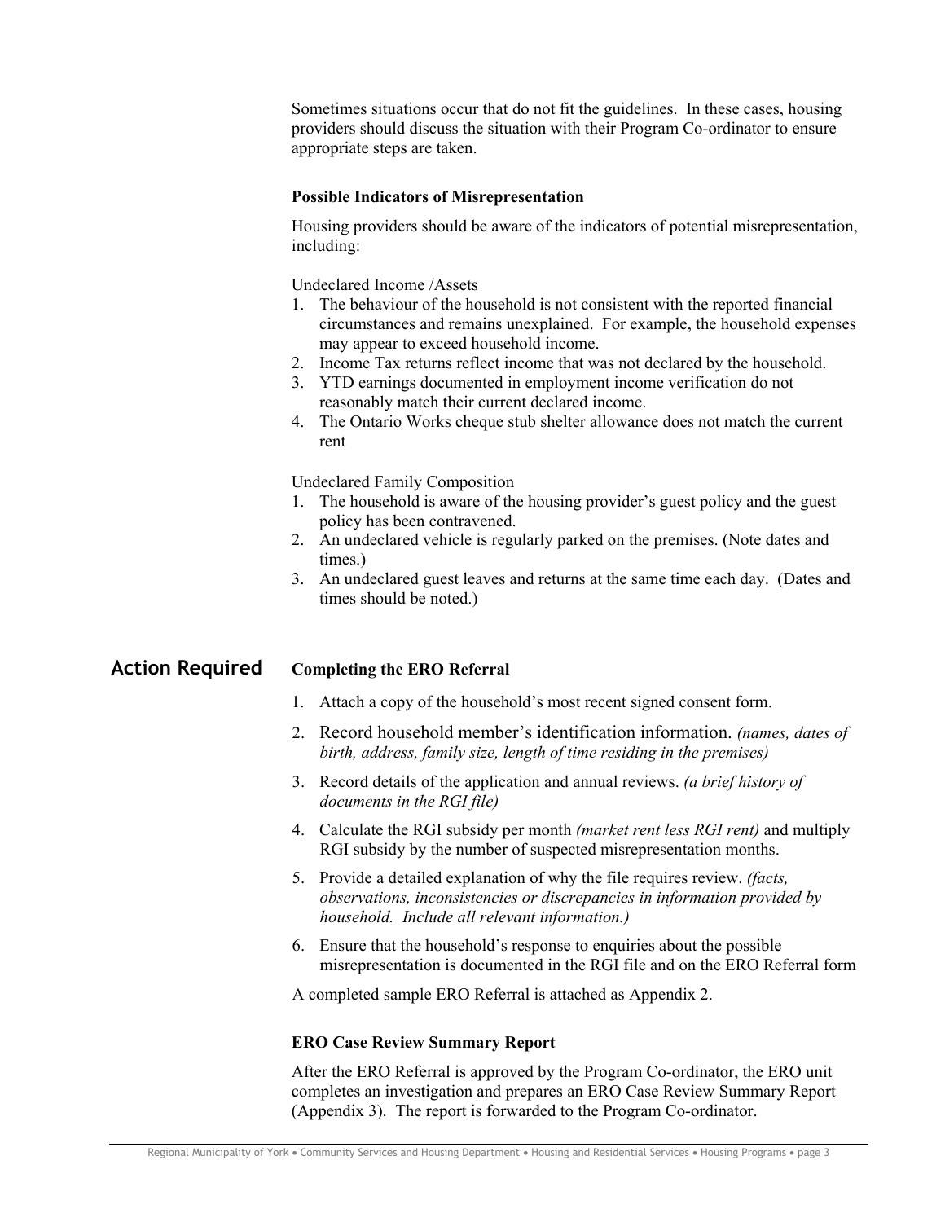Sometimes situations occur that do not fit the guidelines. In these cases, housing providers should discuss the situation with their Program Co-ordinator to ensure appropriate steps are taken.

**Possible Indicators of Misrepresentation**

Housing providers should be aware of the indicators of potential misrepresentation, including:

Undeclared Income /Assets

1. The behaviour of the household is not consistent with the reported financial circumstances and remains unexplained. For example, the household expenses may appear to exceed household income.
2. Income Tax returns reflect income that was not declared by the household.
3. YTD earnings documented in employment income verification do not reasonably match their current declared income.
4. The Ontario Works cheque stub shelter allowance does not match the current rent

Undeclared Family Composition

1. The household is aware of the housing provider's guest policy and the guest policy has been contravened.
2. An undeclared vehicle is regularly parked on the premises. (Note dates and times.)
3. An undeclared guest leaves and returns at the same time each day. (Dates and times should be noted.)

## Action Required

**Completing the ERO Referral**

1. Attach a copy of the household's most recent signed consent form.
2. Record household member's identification information. *(names, dates of birth, address, family size, length of time residing in the premises)*
3. Record details of the application and annual reviews. *(a brief history of documents in the RGI file)*
4. Calculate the RGI subsidy per month *(market rent less RGI rent)* and multiply RGI subsidy by the number of suspected misrepresentation months.
5. Provide a detailed explanation of why the file requires review. *(facts, observations, inconsistencies or discrepancies in information provided by household. Include all relevant information.)*
6. Ensure that the household's response to enquiries about the possible misrepresentation is documented in the RGI file and on the ERO Referral form

A completed sample ERO Referral is attached as Appendix 2.

**ERO Case Review Summary Report**

After the ERO Referral is approved by the Program Co-ordinator, the ERO unit completes an investigation and prepares an ERO Case Review Summary Report (Appendix 3). The report is forwarded to the Program Co-ordinator.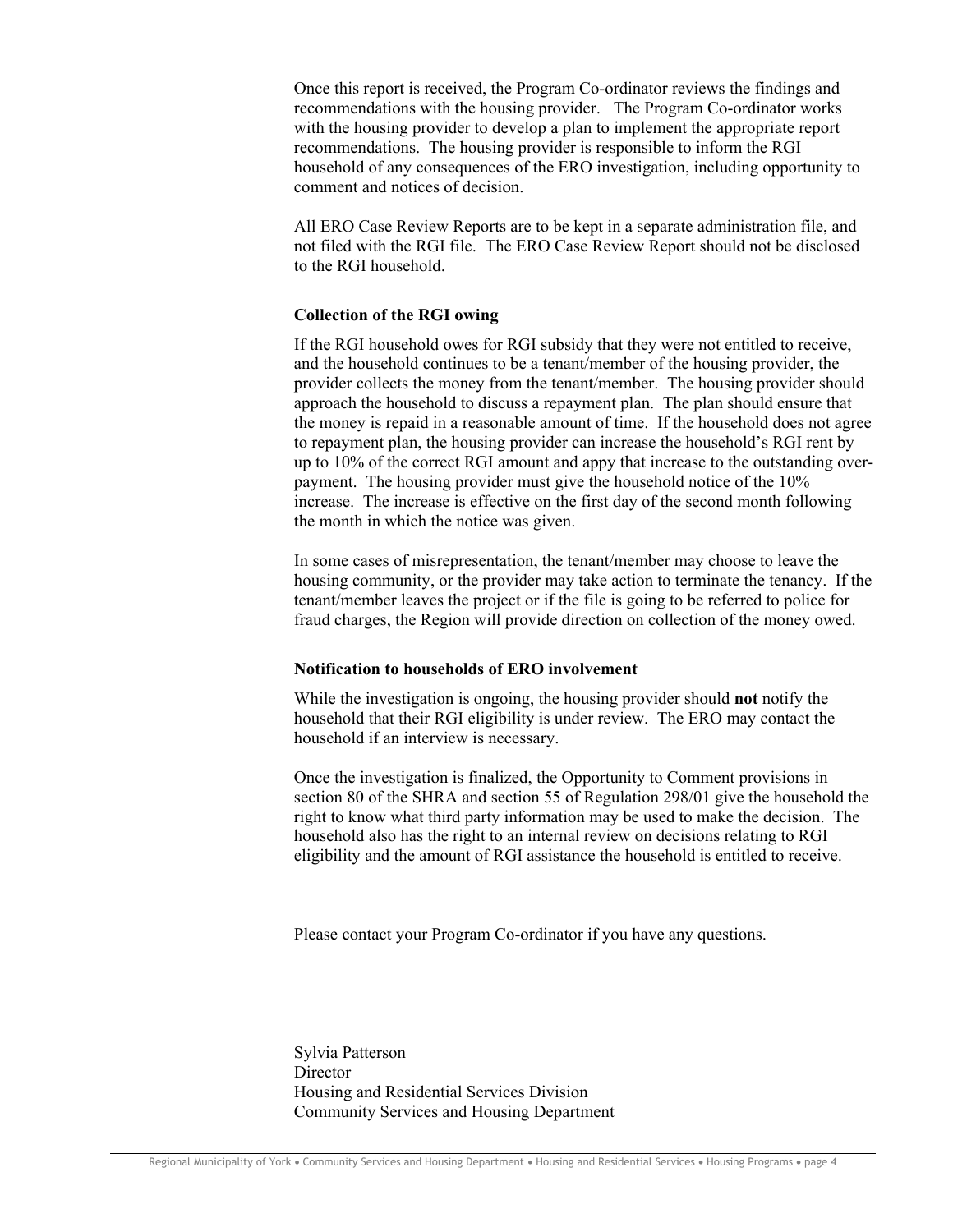Once this report is received, the Program Co-ordinator reviews the findings and recommendations with the housing provider.   The Program Co-ordinator works with the housing provider to develop a plan to implement the appropriate report recommendations.  The housing provider is responsible to inform the RGI household of any consequences of the ERO investigation, including opportunity to comment and notices of decision.

All ERO Case Review Reports are to be kept in a separate administration file, and not filed with the RGI file.  The ERO Case Review Report should not be disclosed to the RGI household.

**Collection of the RGI owing**

If the RGI household owes for RGI subsidy that they were not entitled to receive, and the household continues to be a tenant/member of the housing provider, the provider collects the money from the tenant/member.  The housing provider should approach the household to discuss a repayment plan.  The plan should ensure that the money is repaid in a reasonable amount of time.  If the household does not agree to repayment plan, the housing provider can increase the household's RGI rent by up to 10% of the correct RGI amount and appy that increase to the outstanding over-payment.  The housing provider must give the household notice of the 10% increase.  The increase is effective on the first day of the second month following the month in which the notice was given.

In some cases of misrepresentation, the tenant/member may choose to leave the housing community, or the provider may take action to terminate the tenancy.  If the tenant/member leaves the project or if the file is going to be referred to police for fraud charges, the Region will provide direction on collection of the money owed.

**Notification to households of ERO involvement**

While the investigation is ongoing, the housing provider should **not** notify the household that their RGI eligibility is under review.  The ERO may contact the household if an interview is necessary.

Once the investigation is finalized, the Opportunity to Comment provisions in section 80 of the SHRA and section 55 of Regulation 298/01 give the household the right to know what third party information may be used to make the decision.  The household also has the right to an internal review on decisions relating to RGI eligibility and the amount of RGI assistance the household is entitled to receive.

Please contact your Program Co-ordinator if you have any questions.

Sylvia Patterson
Director
Housing and Residential Services Division
Community Services and Housing Department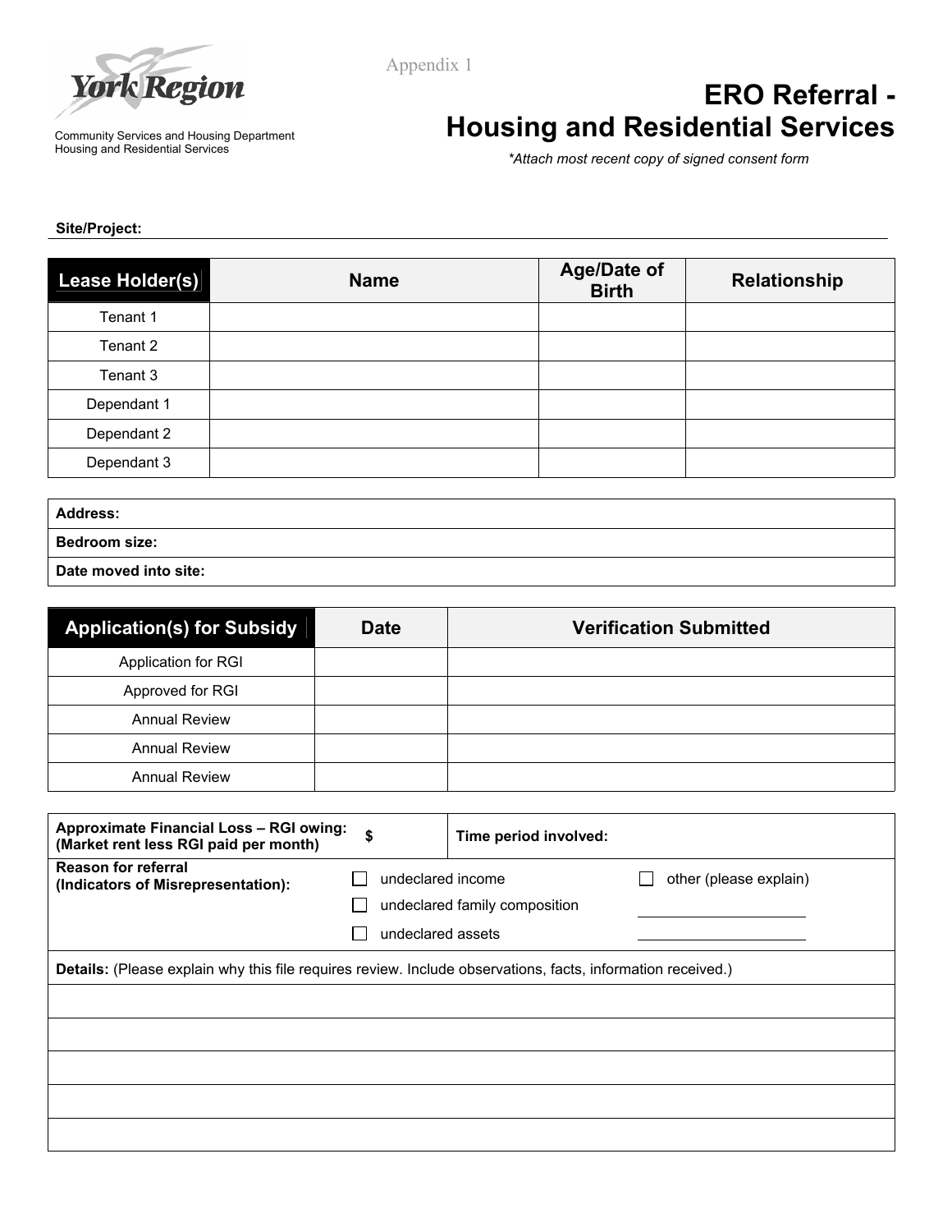Appendix 1

York Region

Community Services and Housing Department
Housing and Residential Services

# ERO Referral - Housing and Residential Services

*\*Attach most recent copy of signed consent form*

**Site/Project:**

| Lease Holder(s) | Name | Age/Date of Birth | Relationship |
|---|---|---|---|
| Tenant 1 | | | |
| Tenant 2 | | | |
| Tenant 3 | | | |
| Dependant 1 | | | |
| Dependant 2 | | | |
| Dependant 3 | | | |

| |
|---|
| **Address:** |
| **Bedroom size:** |
| **Date moved into site:** |

| Application(s) for Subsidy | Date | Verification Submitted |
|---|---|---|
| Application for RGI | | |
| Approved for RGI | | |
| Annual Review | | |
| Annual Review | | |
| Annual Review | | |

| **Approximate Financial Loss – RGI owing: (Market rent less RGI paid per month)** $ | **Time period involved:** |
|---|---|

**Reason for referral (Indicators of Misrepresentation):**

- ☐ undeclared income
- ☐ undeclared family composition
- ☐ undeclared assets
- ☐ other (please explain) ____________________ ____________________

**Details:** (Please explain why this file requires review. Include observations, facts, information received.)

| |
|---|
| |
| |
| |
| |
| |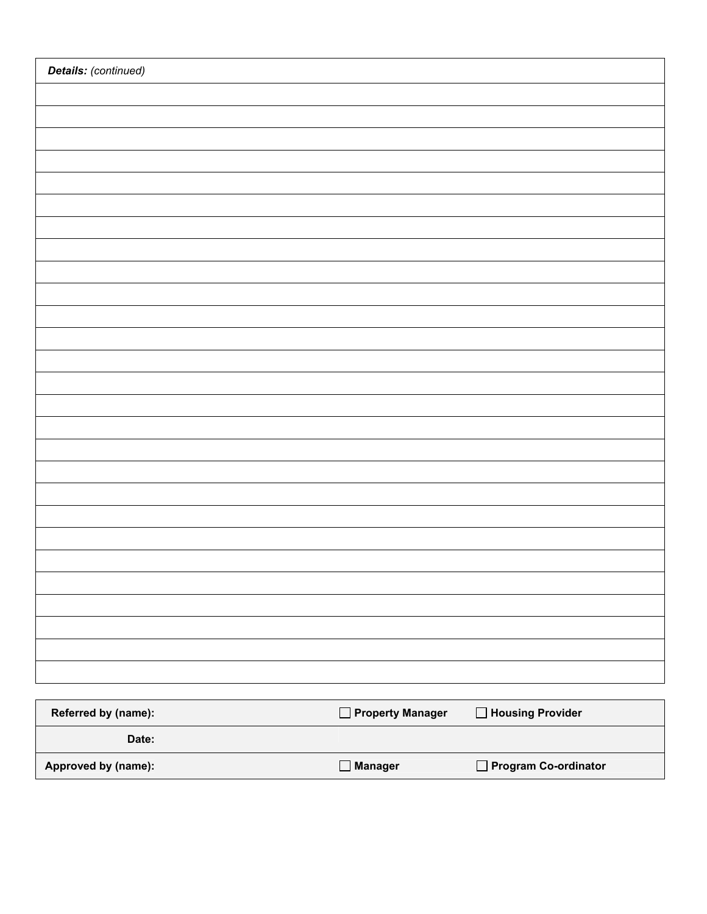| ***Details:*** *(continued)* |
|---|
| |
| |
| |
| |
| |
| |
| |
| |
| |
| |
| |
| |
| |
| |
| |
| |
| |
| |
| |
| |
| |
| |
| |
| |
| |
| |
| |

| | | | |
|---|---|---|---|
| **Referred by (name):** | | ☐ **Property Manager** | ☐ **Housing Provider** |
| **Date:** | | | |
| **Approved by (name):** | | ☐ **Manager** | ☐ **Program Co-ordinator** |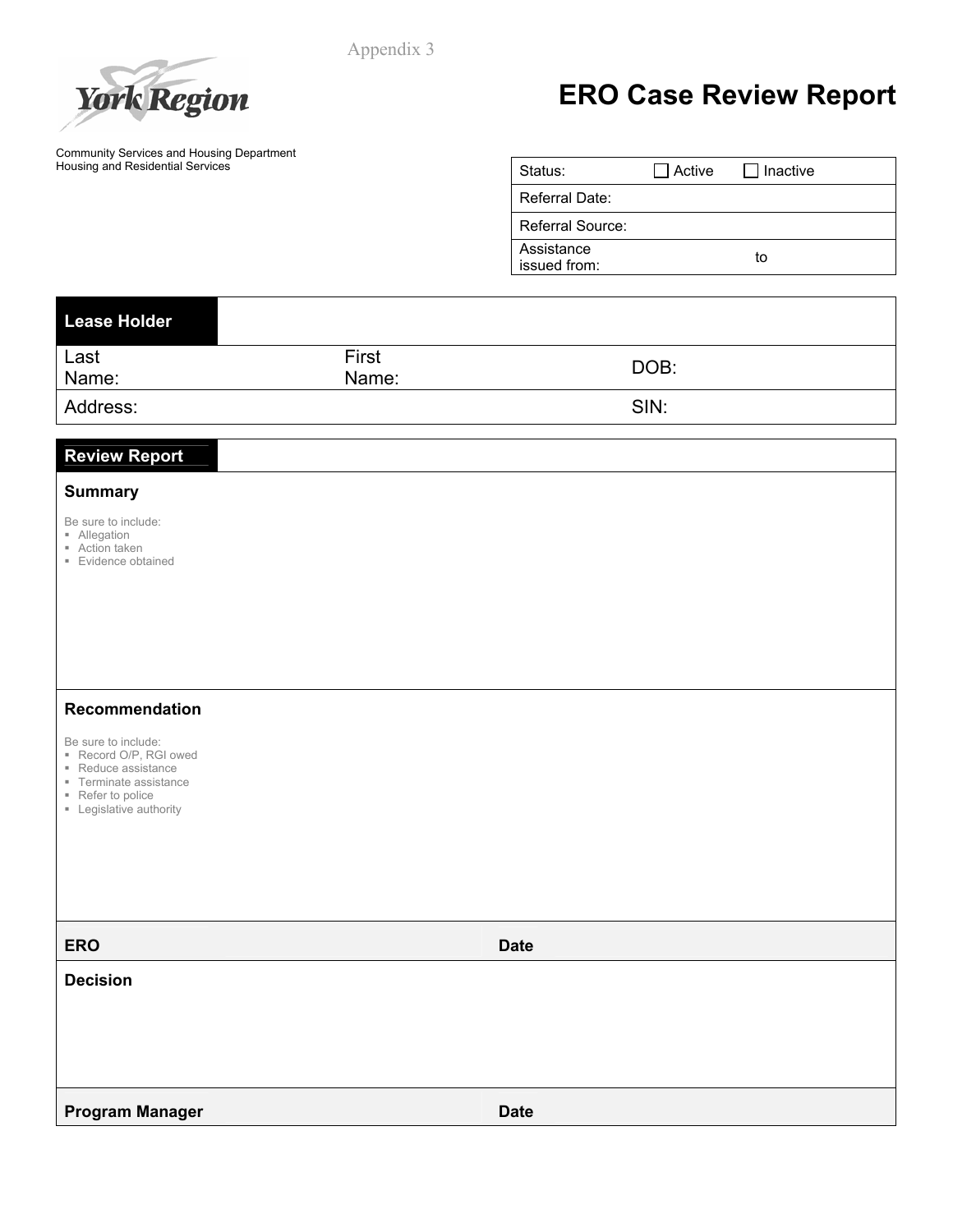Appendix 3

York Region

# ERO Case Review Report

Community Services and Housing Department
Housing and Residential Services

| | |
|---|---|
| Status: | ☐ Active ☐ Inactive |
| Referral Date: | |
| Referral Source: | |
| Assistance issued from: | to |

| **Lease Holder** | | |
|---|---|---|
| Last Name: | First Name: | DOB: |
| Address: | | SIN: |

## Review Report

### Summary

Be sure to include:
- Allegation
- Action taken
- Evidence obtained

### Recommendation

Be sure to include:
- Record O/P, RGI owed
- Reduce assistance
- Terminate assistance
- Refer to police
- Legislative authority

| **ERO** | **Date** |
|---|---|

### Decision

| **Program Manager** | **Date** |
|---|---|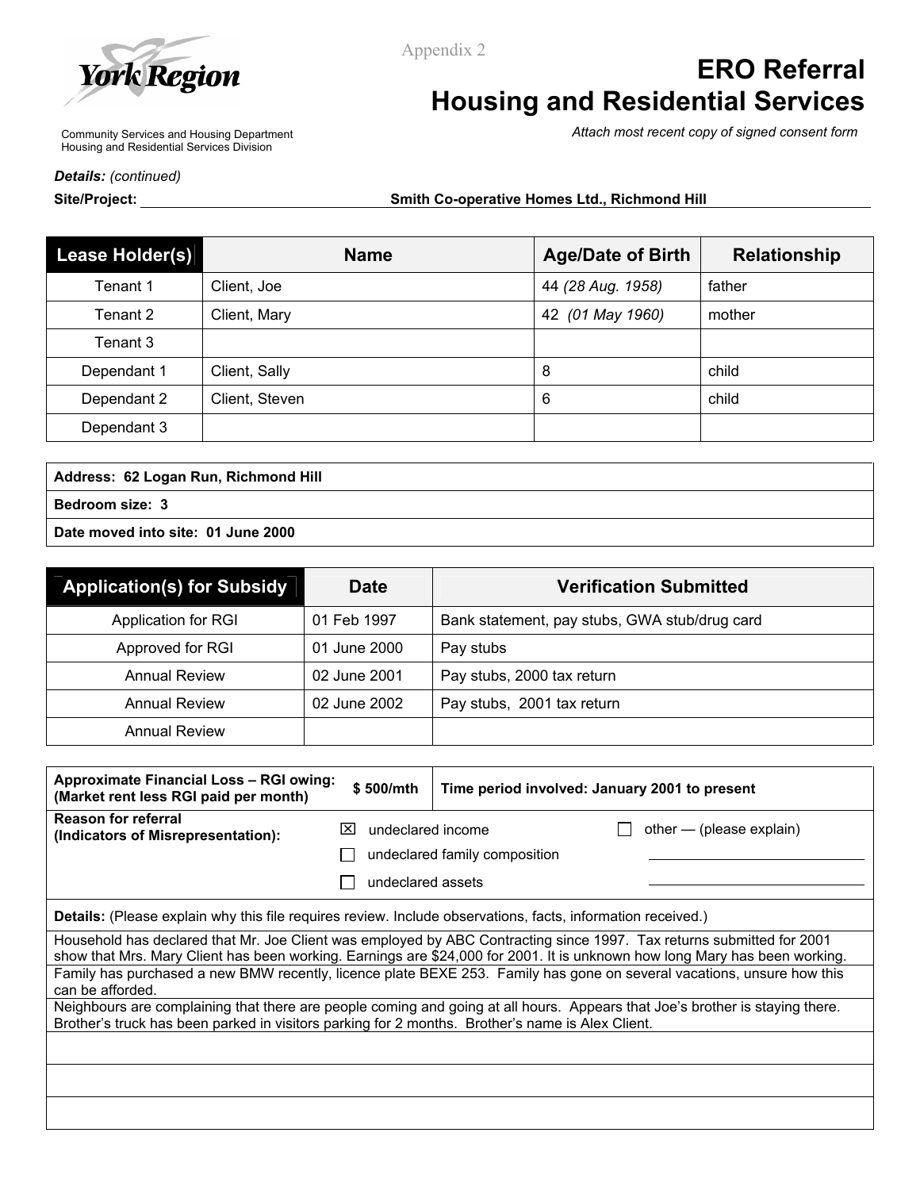York Region

Community Services and Housing Department
Housing and Residential Services Division

Appendix 2

# ERO Referral
# Housing and Residential Services

*Attach most recent copy of signed consent form*

***Details:** (continued)*

**Site/Project:** **Smith Co-operative Homes Ltd., Richmond Hill**

| Lease Holder(s) | Name | Age/Date of Birth | Relationship |
|---|---|---|---|
| Tenant 1 | Client, Joe | 44 *(28 Aug. 1958)* | father |
| Tenant 2 | Client, Mary | 42 *(01 May 1960)* | mother |
| Tenant 3 | | | |
| Dependant 1 | Client, Sally | 8 | child |
| Dependant 2 | Client, Steven | 6 | child |
| Dependant 3 | | | |

**Address: 62 Logan Run, Richmond Hill**

**Bedroom size: 3**

**Date moved into site: 01 June 2000**

| Application(s) for Subsidy | Date | Verification Submitted |
|---|---|---|
| Application for RGI | 01 Feb 1997 | Bank statement, pay stubs, GWA stub/drug card |
| Approved for RGI | 01 June 2000 | Pay stubs |
| Annual Review | 02 June 2001 | Pay stubs, 2000 tax return |
| Annual Review | 02 June 2002 | Pay stubs, 2001 tax return |
| Annual Review | | |

| **Approximate Financial Loss – RGI owing: (Market rent less RGI paid per month)** | **$ 500/mth** | **Time period involved: January 2001 to present** |
|---|---|---|

**Reason for referral (Indicators of Misrepresentation):**

- ☒ undeclared income
- ☐ undeclared family composition
- ☐ undeclared assets
- ☐ other — (please explain) ____________

**Details:** (Please explain why this file requires review. Include observations, facts, information received.)

Household has declared that Mr. Joe Client was employed by ABC Contracting since 1997. Tax returns submitted for 2001 show that Mrs. Mary Client has been working. Earnings are $24,000 for 2001. It is unknown how long Mary has been working.

Family has purchased a new BMW recently, licence plate BEXE 253. Family has gone on several vacations, unsure how this can be afforded.

Neighbours are complaining that there are people coming and going at all hours. Appears that Joe's brother is staying there. Brother's truck has been parked in visitors parking for 2 months. Brother's name is Alex Client.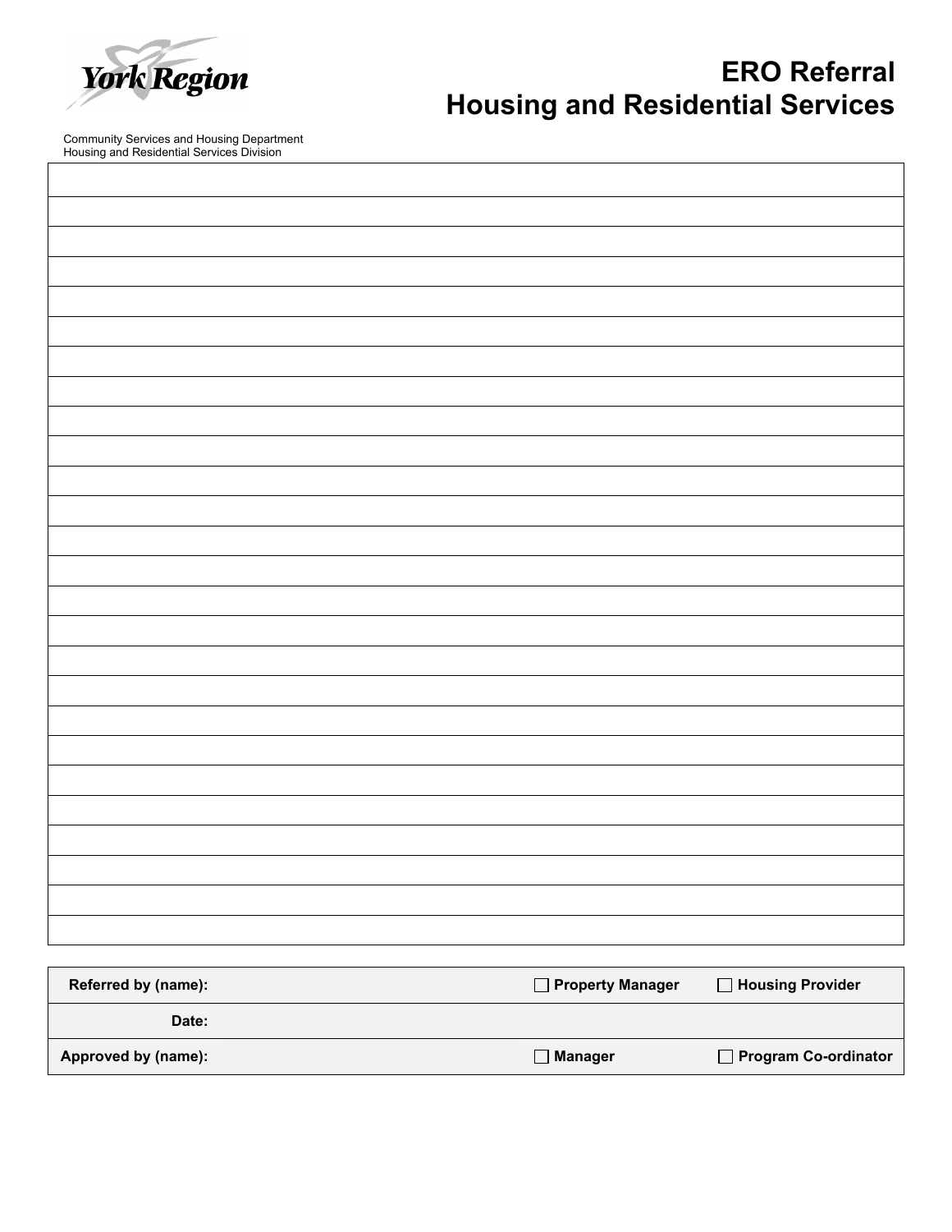York Region

# ERO Referral
# Housing and Residential Services

Community Services and Housing Department
Housing and Residential Services Division

| |
|---|
| |
| |
| |
| |
| |
| |
| |
| |
| |
| |
| |
| |
| |
| |
| |
| |
| |
| |
| |
| |
| |
| |
| |
| |
| |

| | | | |
|---|---|---|---|
| **Referred by (name):** | | ☐ **Property Manager** | ☐ **Housing Provider** |
| **Date:** | | | |
| **Approved by (name):** | | ☐ **Manager** | ☐ **Program Co-ordinator** |